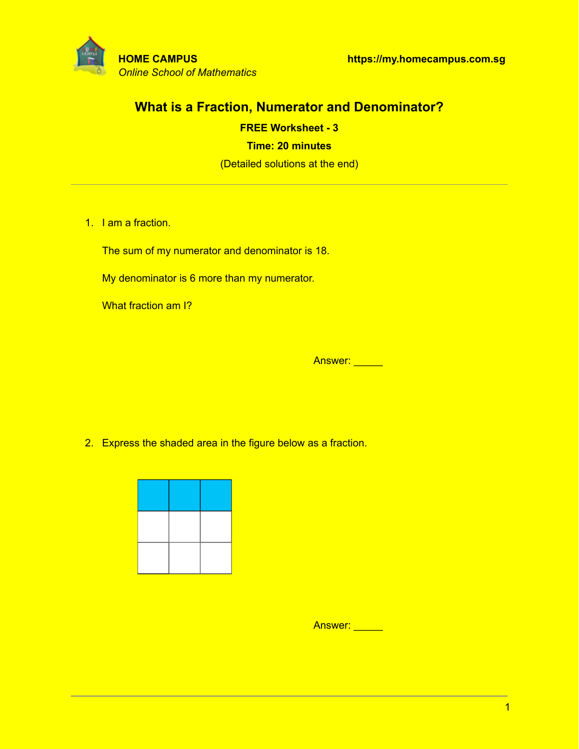**HOME CAMPUS** **https://my.homecampus.com.sg**

*Online School of Mathematics*

# What is a Fraction, Numerator and Denominator?

**FREE Worksheet - 3**

**Time: 20 minutes**

(Detailed solutions at the end)

---

1. I am a fraction.

   The sum of my numerator and denominator is 18.

   My denominator is 6 more than my numerator.

   What fraction am I?

   Answer: _____

2. Express the shaded area in the figure below as a fraction.

   Answer: _____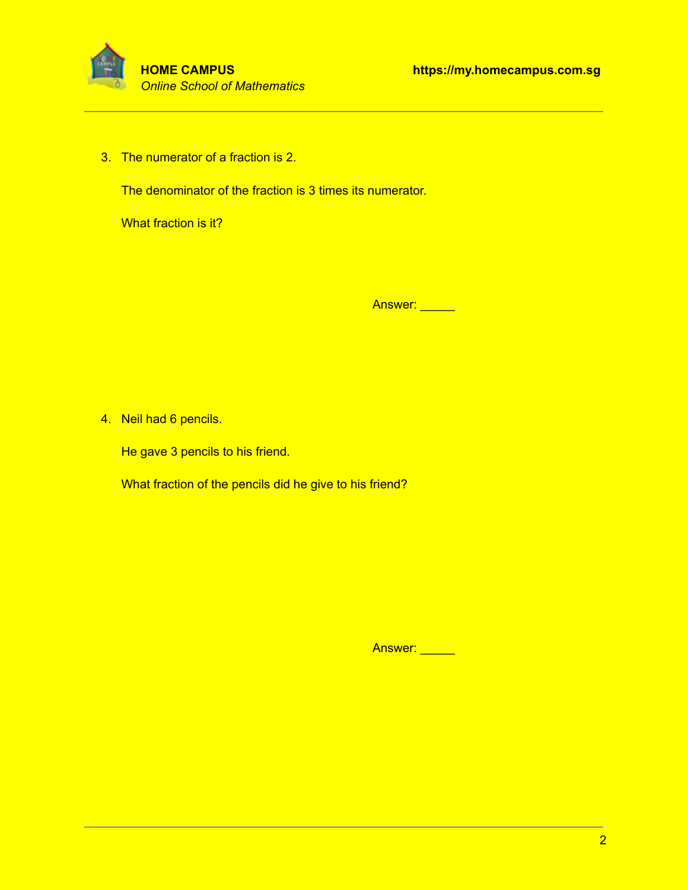3. The numerator of a fraction is 2.

   The denominator of the fraction is 3 times its numerator.

   What fraction is it?

   Answer: _____

4. Neil had 6 pencils.

   He gave 3 pencils to his friend.

   What fraction of the pencils did he give to his friend?

   Answer: _____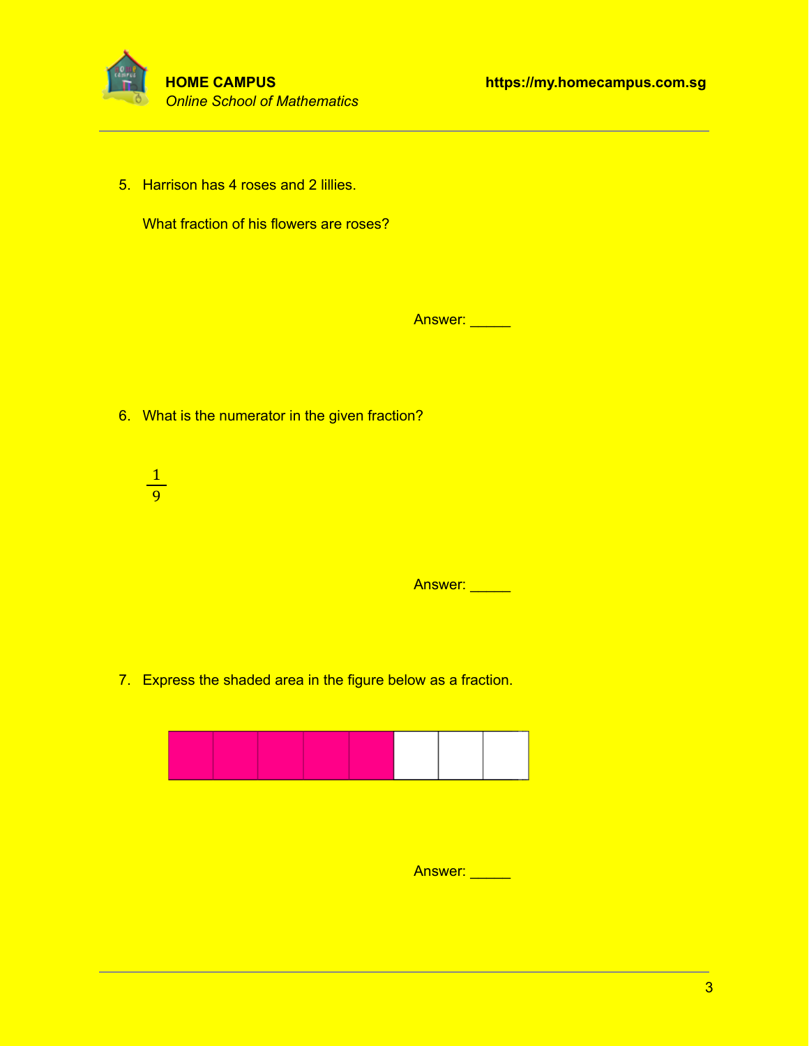5. Harrison has 4 roses and 2 lillies.

   What fraction of his flowers are roses?

   Answer: _____

6. What is the numerator in the given fraction?

   $\frac{1}{9}$

   Answer: _____

7. Express the shaded area in the figure below as a fraction.

   Answer: _____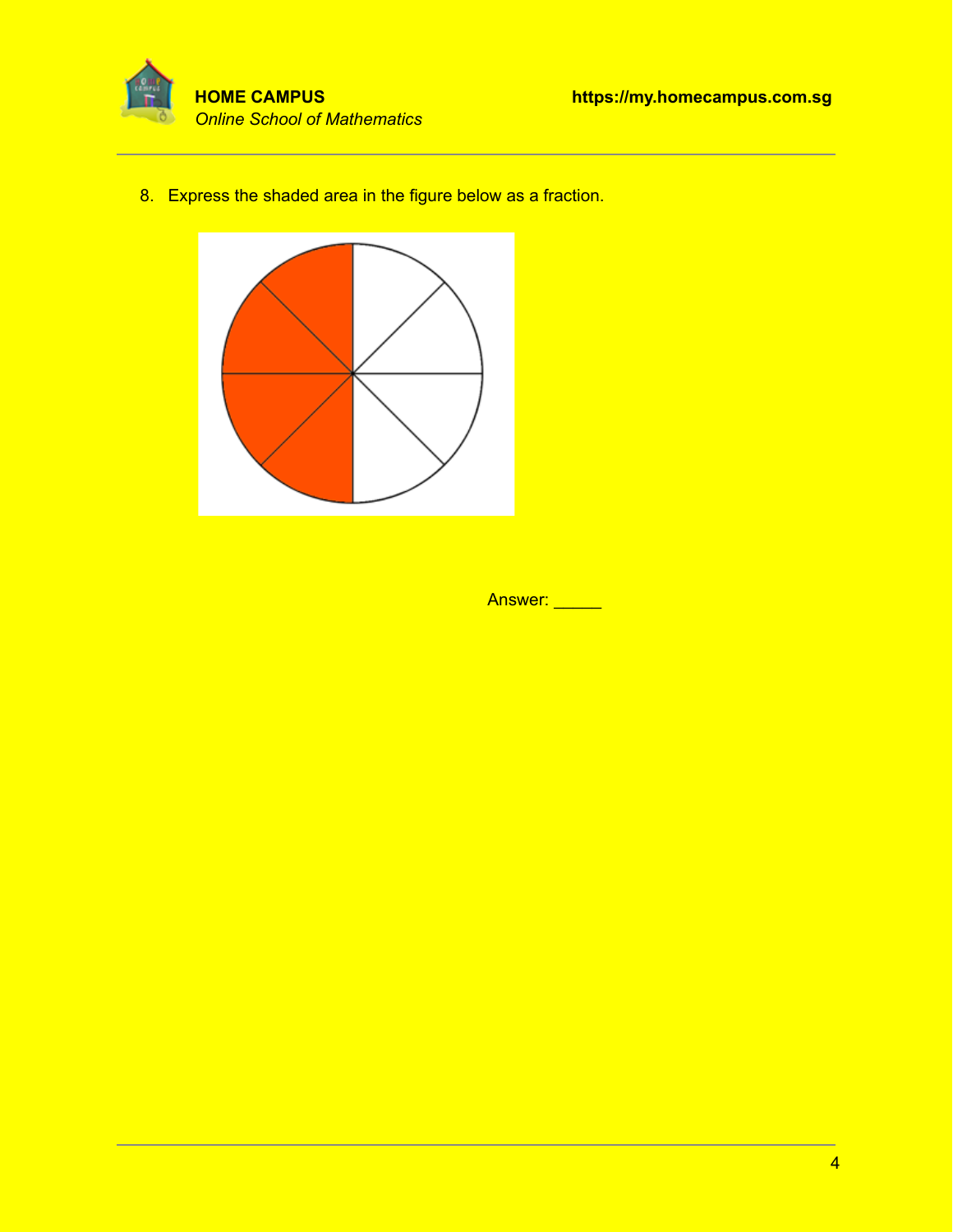8. Express the shaded area in the figure below as a fraction.

Answer: _____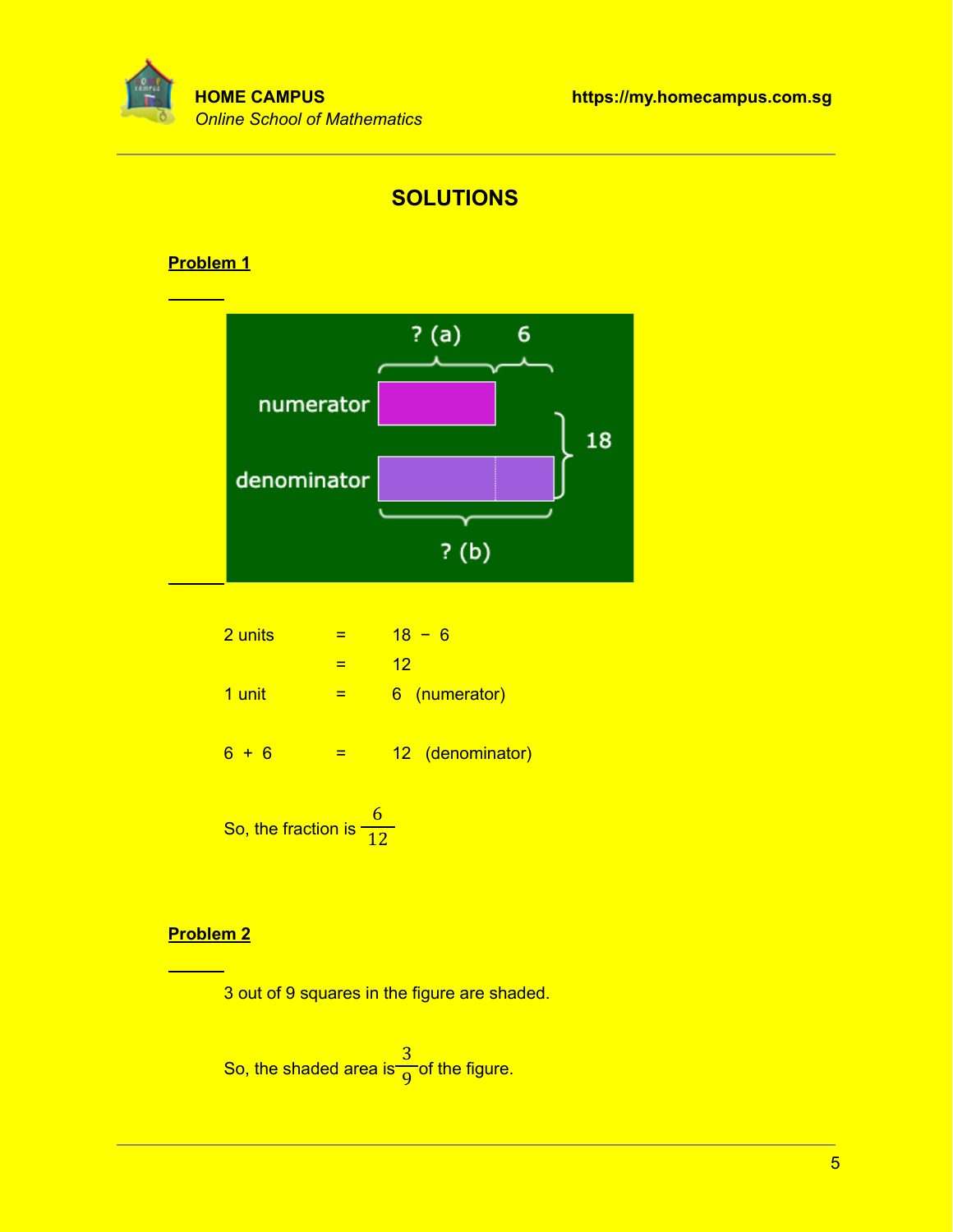## SOLUTIONS

**Problem 1**

| | | |
|---|---|---|
| 2 units | = | 18 − 6 |
| | = | 12 |
| 1 unit | = | 6 (numerator) |
| 6 + 6 | = | 12 (denominator) |

So, the fraction is $\frac{6}{12}$

**Problem 2**

3 out of 9 squares in the figure are shaded.

So, the shaded area is $\frac{3}{9}$ of the figure.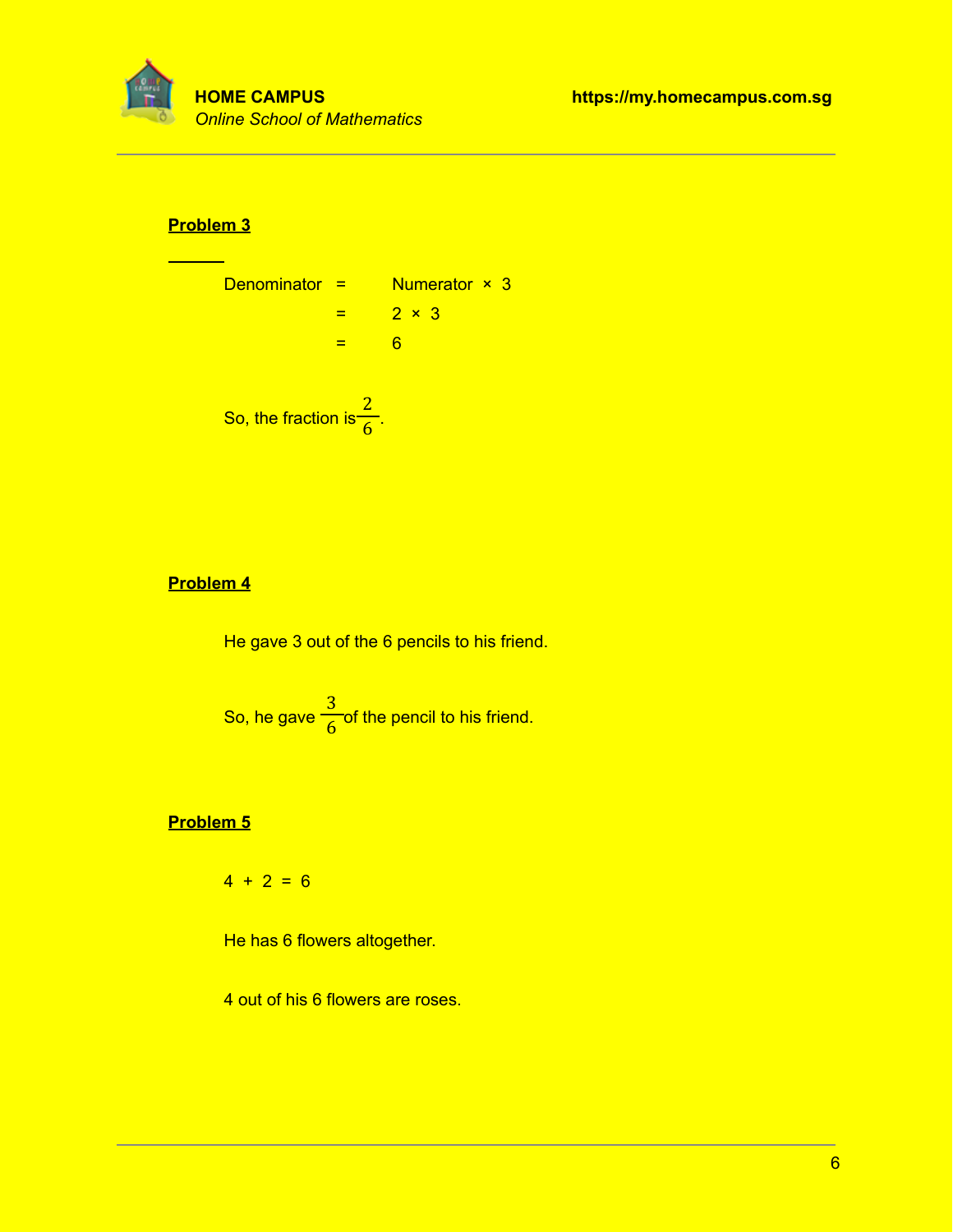**Problem 3**

$$\begin{aligned} \text{Denominator} &= \text{Numerator} \times 3 \\ &= 2 \times 3 \\ &= 6 \end{aligned}$$

So, the fraction is $\frac{2}{6}$.

**Problem 4**

He gave 3 out of the 6 pencils to his friend.

So, he gave $\frac{3}{6}$ of the pencil to his friend.

**Problem 5**

$4 + 2 = 6$

He has 6 flowers altogether.

4 out of his 6 flowers are roses.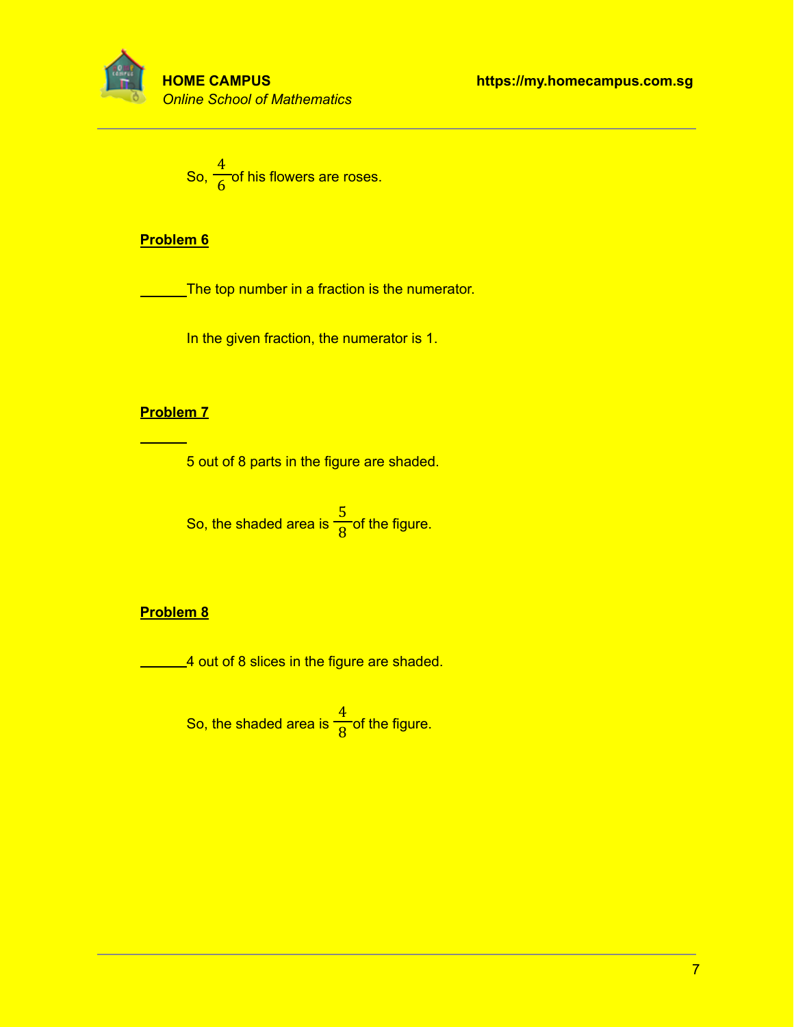So, $\frac{4}{6}$ of his flowers are roses.

**Problem 6**

______ The top number in a fraction is the numerator.

In the given fraction, the numerator is 1.

**Problem 7**

______

5 out of 8 parts in the figure are shaded.

So, the shaded area is $\frac{5}{8}$ of the figure.

**Problem 8**

______ 4 out of 8 slices in the figure are shaded.

So, the shaded area is $\frac{4}{8}$ of the figure.